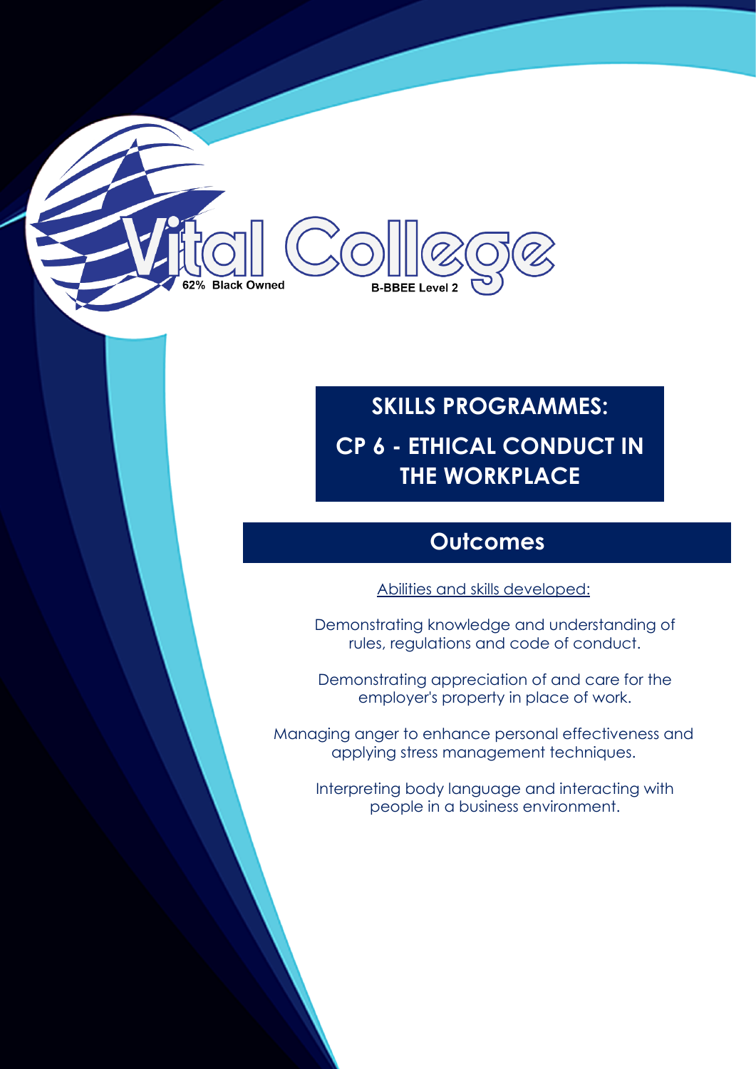Vital College

62% Black Owned

B-BBEE Level 2

# SKILLS PROGRAMMES:

# CP 6 - ETHICAL CONDUCT IN THE WORKPLACE

## Outcomes

Abilities and skills developed:

Demonstrating knowledge and understanding of rules, regulations and code of conduct.

Demonstrating appreciation of and care for the employer's property in place of work.

Managing anger to enhance personal effectiveness and applying stress management techniques.

Interpreting body language and interacting with people in a business environment.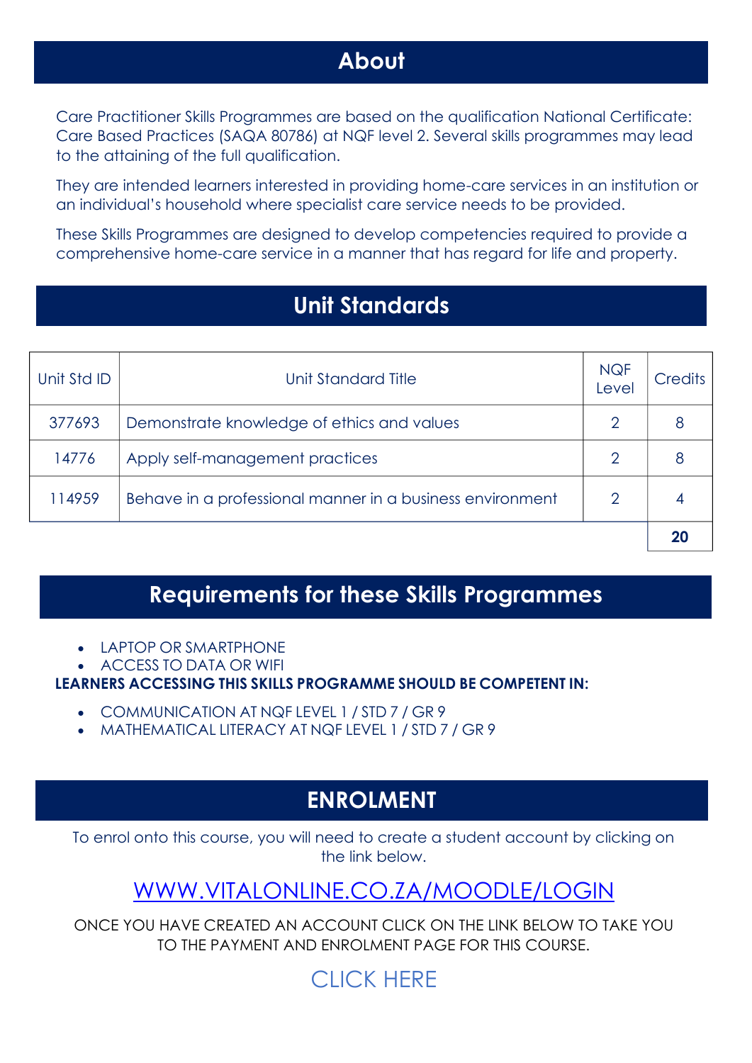## About

Care Practitioner Skills Programmes are based on the qualification National Certificate: Care Based Practices (SAQA 80786) at NQF level 2. Several skills programmes may lead to the attaining of the full qualification.

They are intended learners interested in providing home-care services in an institution or an individual's household where specialist care service needs to be provided.

These Skills Programmes are designed to develop competencies required to provide a comprehensive home-care service in a manner that has regard for life and property.

## Unit Standards

| Unit Std ID | Unit Standard Title | NQF Level | Credits |
|---|---|---|---|
| 377693 | Demonstrate knowledge of ethics and values | 2 | 8 |
| 14776 | Apply self-management practices | 2 | 8 |
| 114959 | Behave in a professional manner in a business environment | 2 | 4 |
| | | | **20** |

## Requirements for these Skills Programmes

- LAPTOP OR SMARTPHONE
- ACCESS TO DATA OR WIFI

**LEARNERS ACCESSING THIS SKILLS PROGRAMME SHOULD BE COMPETENT IN:**

- COMMUNICATION AT NQF LEVEL 1 / STD 7 / GR 9
- MATHEMATICAL LITERACY AT NQF LEVEL 1 / STD 7 / GR 9

## ENROLMENT

To enrol onto this course, you will need to create a student account by clicking on the link below.

WWW.VITALONLINE.CO.ZA/MOODLE/LOGIN

ONCE YOU HAVE CREATED AN ACCOUNT CLICK ON THE LINK BELOW TO TAKE YOU TO THE PAYMENT AND ENROLMENT PAGE FOR THIS COURSE.

CLICK HERE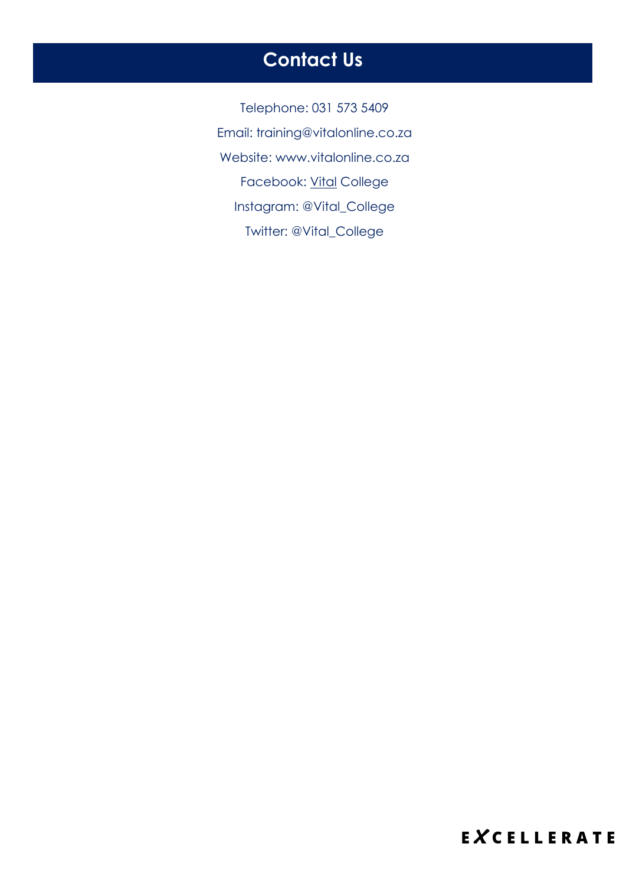## Contact Us

Telephone: 031 573 5409

Email: training@vitalonline.co.za

Website: www.vitalonline.co.za

Facebook: Vital College

Instagram: @Vital_College

Twitter: @Vital_College

EXCELLERATE